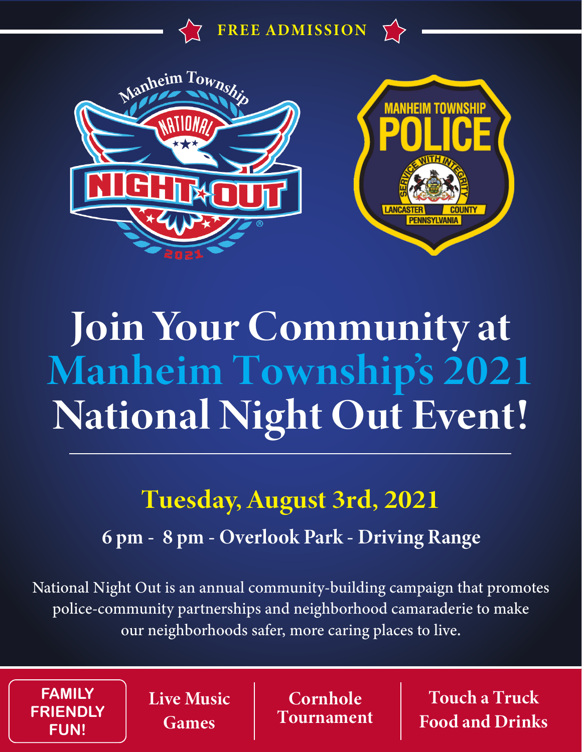FREE ADMISSION

Manheim Township NATIONAL NIGHT OUT 2021

MANHEIM TOWNSHIP POLICE

SERVICE WITH INTEGRITY

LANCASTER COUNTY PENNSYLVANIA

# Join Your Community at Manheim Township's 2021 National Night Out Event!

## Tuesday, August 3rd, 2021

### 6 pm - 8 pm - Overlook Park - Driving Range

National Night Out is an annual community-building campaign that promotes police-community partnerships and neighborhood camaraderie to make our neighborhoods safer, more caring places to live.

**FAMILY FRIENDLY FUN!**

**Live Music**
**Games**

**Cornhole Tournament**

**Touch a Truck**
**Food and Drinks**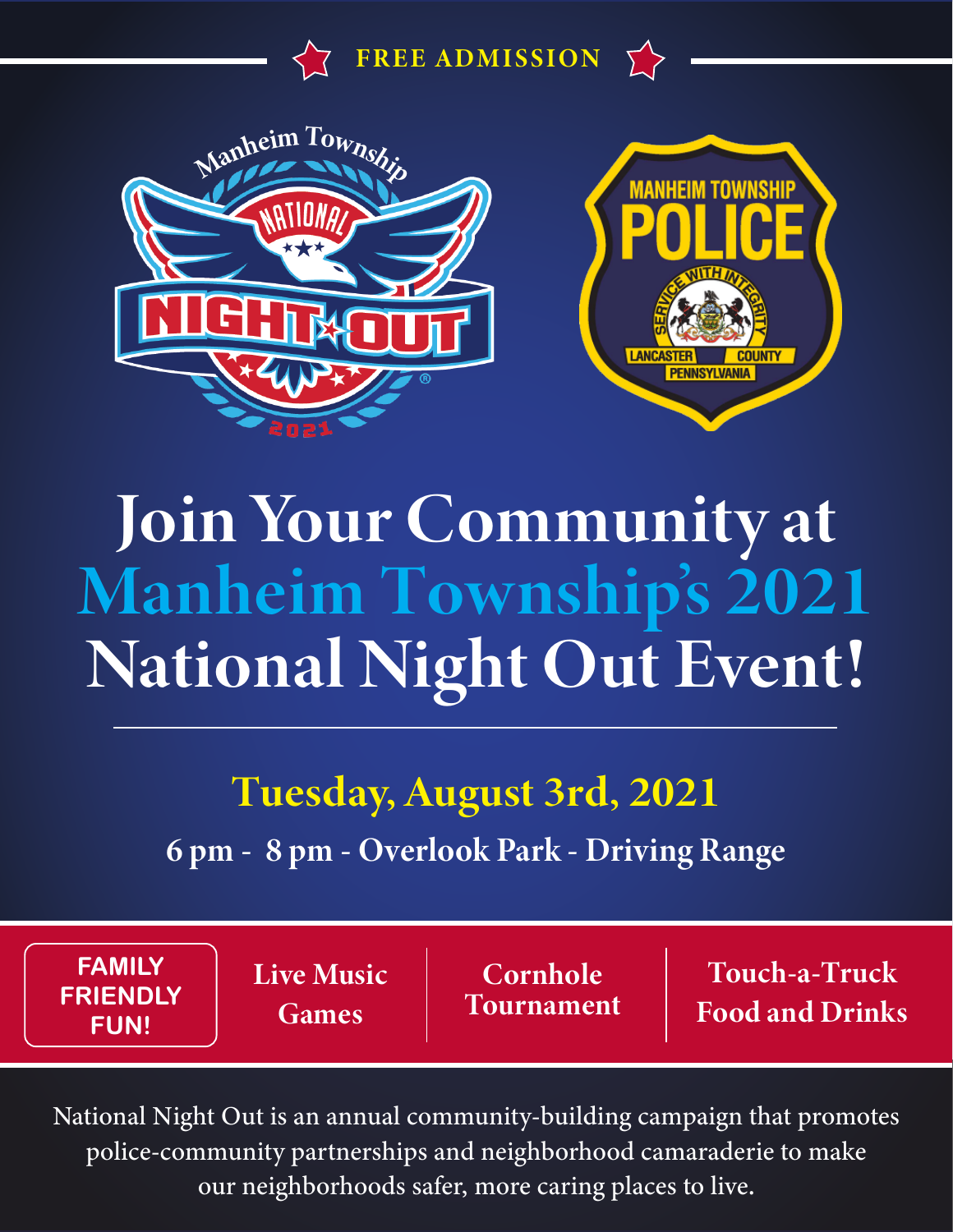**FREE ADMISSION**

Manheim Township NATIONAL NIGHT OUT 2021

MANHEIM TOWNSHIP POLICE — SERVICE WITH INTEGRITY — LANCASTER COUNTY PENNSYLVANIA

# Join Your Community at Manheim Township's 2021 National Night Out Event!

## Tuesday, August 3rd, 2021

**6 pm - 8 pm - Overlook Park - Driving Range**

**FAMILY FRIENDLY FUN!**

**Live Music**
**Games**

**Cornhole Tournament**

**Touch-a-Truck**
**Food and Drinks**

National Night Out is an annual community-building campaign that promotes police-community partnerships and neighborhood camaraderie to make our neighborhoods safer, more caring places to live.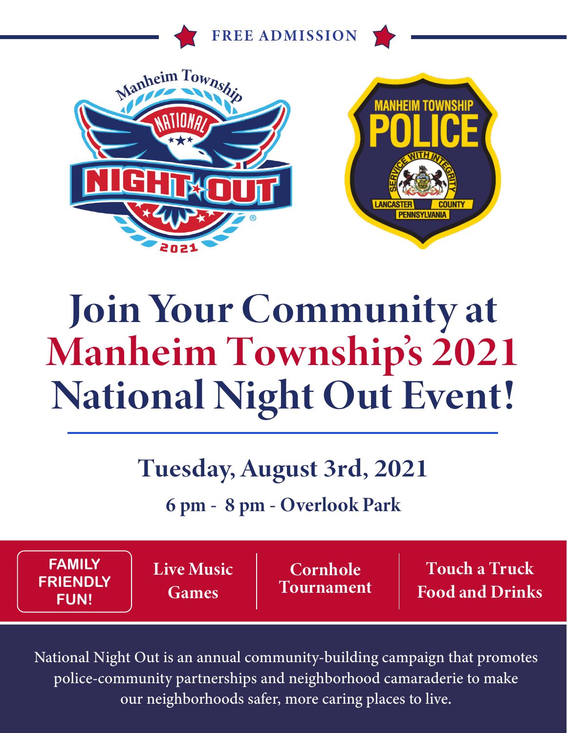FREE ADMISSION

# Join Your Community at Manheim Township's 2021 National Night Out Event!

## Tuesday, August 3rd, 2021

**6 pm - 8 pm - Overlook Park**

**FAMILY FRIENDLY FUN!**

**Live Music**
**Games**

**Cornhole Tournament**

**Touch a Truck**
**Food and Drinks**

National Night Out is an annual community-building campaign that promotes police-community partnerships and neighborhood camaraderie to make our neighborhoods safer, more caring places to live.